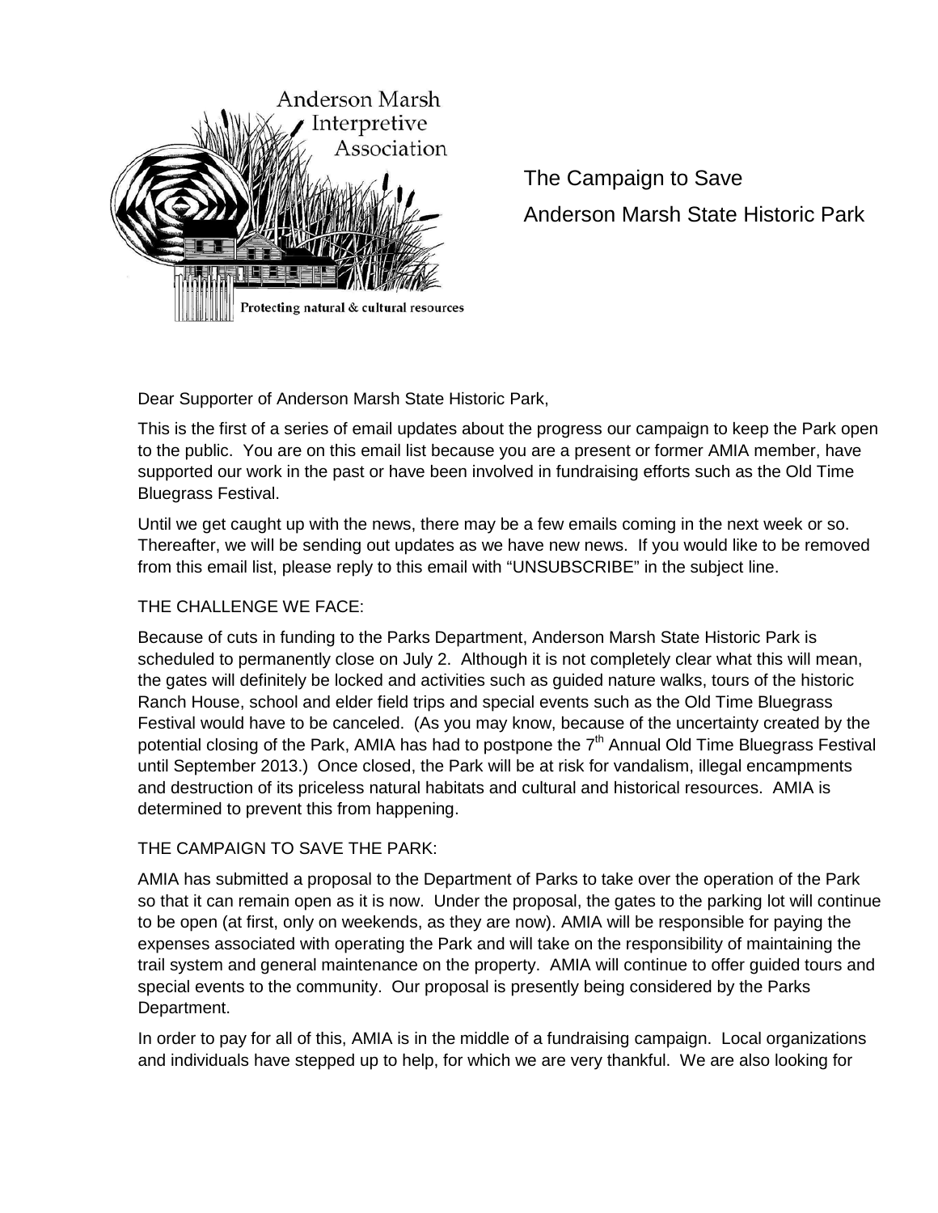Anderson Marsh Interpretive Association

Protecting natural & cultural resources

# The Campaign to Save Anderson Marsh State Historic Park

Dear Supporter of Anderson Marsh State Historic Park,

This is the first of a series of email updates about the progress our campaign to keep the Park open to the public. You are on this email list because you are a present or former AMIA member, have supported our work in the past or have been involved in fundraising efforts such as the Old Time Bluegrass Festival.

Until we get caught up with the news, there may be a few emails coming in the next week or so. Thereafter, we will be sending out updates as we have new news. If you would like to be removed from this email list, please reply to this email with "UNSUBSCRIBE" in the subject line.

## THE CHALLENGE WE FACE:

Because of cuts in funding to the Parks Department, Anderson Marsh State Historic Park is scheduled to permanently close on July 2. Although it is not completely clear what this will mean, the gates will definitely be locked and activities such as guided nature walks, tours of the historic Ranch House, school and elder field trips and special events such as the Old Time Bluegrass Festival would have to be canceled. (As you may know, because of the uncertainty created by the potential closing of the Park, AMIA has had to postpone the 7th Annual Old Time Bluegrass Festival until September 2013.) Once closed, the Park will be at risk for vandalism, illegal encampments and destruction of its priceless natural habitats and cultural and historical resources. AMIA is determined to prevent this from happening.

## THE CAMPAIGN TO SAVE THE PARK:

AMIA has submitted a proposal to the Department of Parks to take over the operation of the Park so that it can remain open as it is now. Under the proposal, the gates to the parking lot will continue to be open (at first, only on weekends, as they are now). AMIA will be responsible for paying the expenses associated with operating the Park and will take on the responsibility of maintaining the trail system and general maintenance on the property. AMIA will continue to offer guided tours and special events to the community. Our proposal is presently being considered by the Parks Department.

In order to pay for all of this, AMIA is in the middle of a fundraising campaign. Local organizations and individuals have stepped up to help, for which we are very thankful. We are also looking for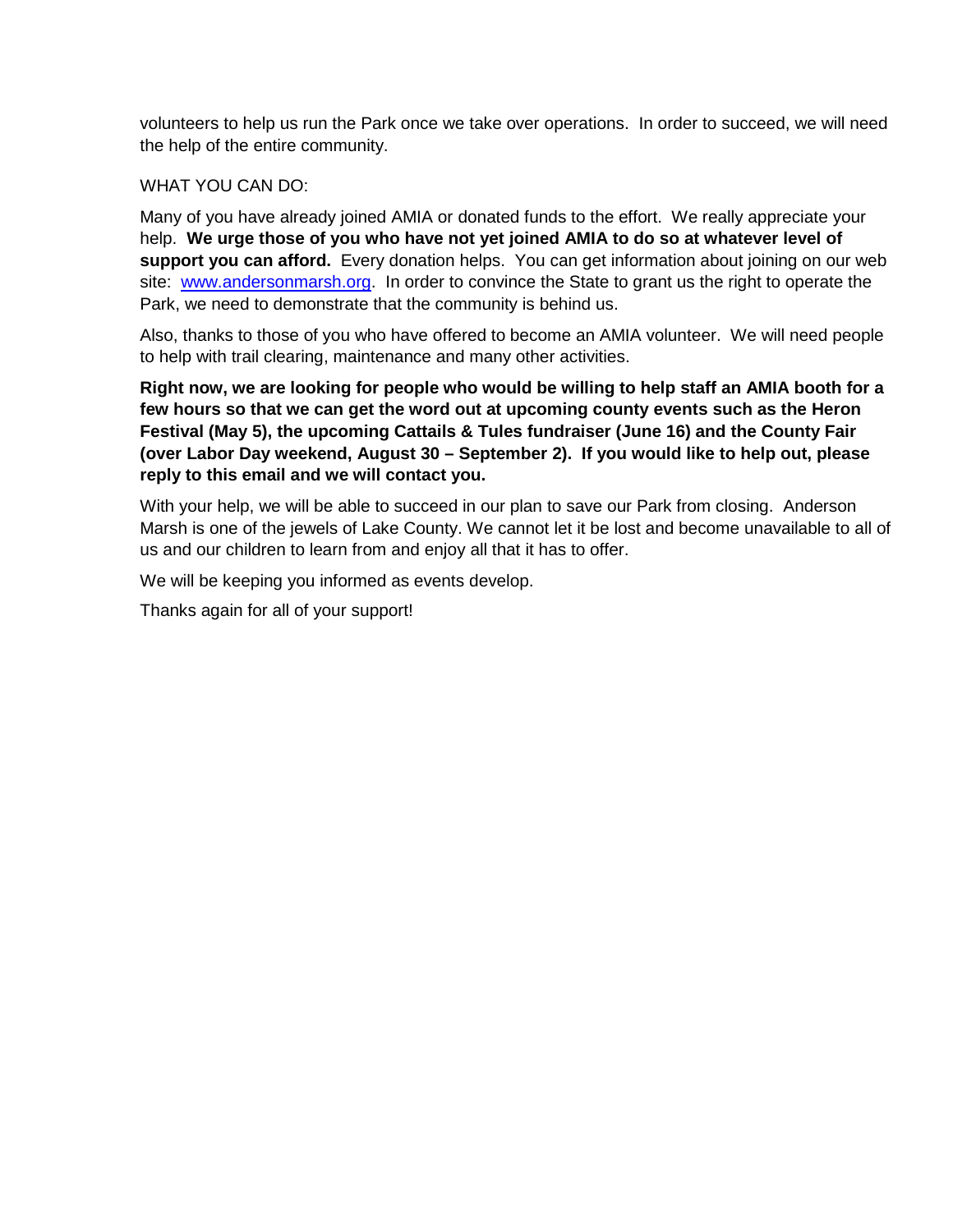volunteers to help us run the Park once we take over operations. In order to succeed, we will need the help of the entire community.

WHAT YOU CAN DO:

Many of you have already joined AMIA or donated funds to the effort. We really appreciate your help. **We urge those of you who have not yet joined AMIA to do so at whatever level of support you can afford.** Every donation helps. You can get information about joining on our web site: [www.andersonmarsh.org](http://www.andersonmarsh.org). In order to convince the State to grant us the right to operate the Park, we need to demonstrate that the community is behind us.

Also, thanks to those of you who have offered to become an AMIA volunteer. We will need people to help with trail clearing, maintenance and many other activities.

**Right now, we are looking for people who would be willing to help staff an AMIA booth for a few hours so that we can get the word out at upcoming county events such as the Heron Festival (May 5), the upcoming Cattails & Tules fundraiser (June 16) and the County Fair (over Labor Day weekend, August 30 – September 2). If you would like to help out, please reply to this email and we will contact you.**

With your help, we will be able to succeed in our plan to save our Park from closing. Anderson Marsh is one of the jewels of Lake County. We cannot let it be lost and become unavailable to all of us and our children to learn from and enjoy all that it has to offer.

We will be keeping you informed as events develop.

Thanks again for all of your support!